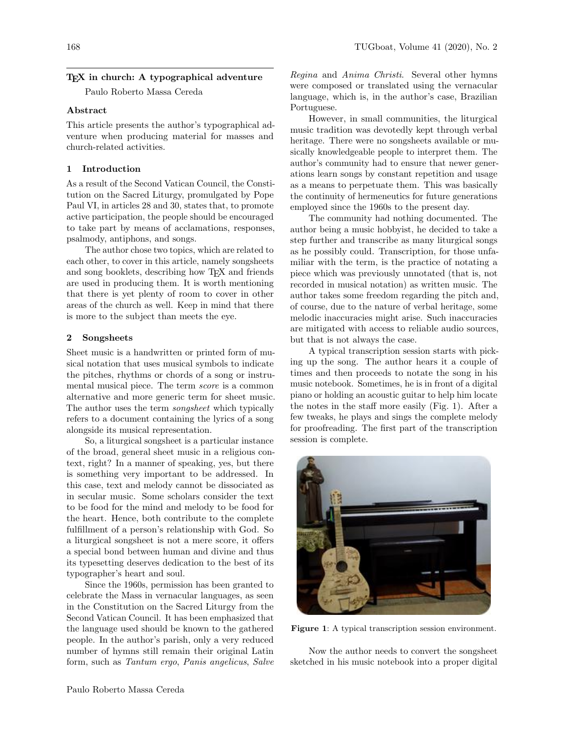# TeX in church: A typographical adventure

Paulo Roberto Massa Cereda

## Abstract

This article presents the author's typographical adventure when producing material for masses and church-related activities.

## 1 Introduction

As a result of the Second Vatican Council, the Constitution on the Sacred Liturgy, promulgated by Pope Paul VI, in articles 28 and 30, states that, to promote active participation, the people should be encouraged to take part by means of acclamations, responses, psalmody, antiphons, and songs.

The author chose two topics, which are related to each other, to cover in this article, namely songsheets and song booklets, describing how TeX and friends are used in producing them. It is worth mentioning that there is yet plenty of room to cover in other areas of the church as well. Keep in mind that there is more to the subject than meets the eye.

## 2 Songsheets

Sheet music is a handwritten or printed form of musical notation that uses musical symbols to indicate the pitches, rhythms or chords of a song or instrumental musical piece. The term *score* is a common alternative and more generic term for sheet music. The author uses the term *songsheet* which typically refers to a document containing the lyrics of a song alongside its musical representation.

So, a liturgical songsheet is a particular instance of the broad, general sheet music in a religious context, right? In a manner of speaking, yes, but there is something very important to be addressed. In this case, text and melody cannot be dissociated as in secular music. Some scholars consider the text to be food for the mind and melody to be food for the heart. Hence, both contribute to the complete fulfillment of a person's relationship with God. So a liturgical songsheet is not a mere score, it offers a special bond between human and divine and thus its typesetting deserves dedication to the best of its typographer's heart and soul.

Since the 1960s, permission has been granted to celebrate the Mass in vernacular languages, as seen in the Constitution on the Sacred Liturgy from the Second Vatican Council. It has been emphasized that the language used should be known to the gathered people. In the author's parish, only a very reduced number of hymns still remain their original Latin form, such as *Tantum ergo*, *Panis angelicus*, *Salve Regina* and *Anima Christi*. Several other hymns were composed or translated using the vernacular language, which is, in the author's case, Brazilian Portuguese.

However, in small communities, the liturgical music tradition was devotedly kept through verbal heritage. There were no songsheets available or musically knowledgeable people to interpret them. The author's community had to ensure that newer generations learn songs by constant repetition and usage as a means to perpetuate them. This was basically the continuity of hermeneutics for future generations employed since the 1960s to the present day.

The community had nothing documented. The author being a music hobbyist, he decided to take a step further and transcribe as many liturgical songs as he possibly could. Transcription, for those unfamiliar with the term, is the practice of notating a piece which was previously unnotated (that is, not recorded in musical notation) as written music. The author takes some freedom regarding the pitch and, of course, due to the nature of verbal heritage, some melodic inaccuracies might arise. Such inaccuracies are mitigated with access to reliable audio sources, but that is not always the case.

A typical transcription session starts with picking up the song. The author hears it a couple of times and then proceeds to notate the song in his music notebook. Sometimes, he is in front of a digital piano or holding an acoustic guitar to help him locate the notes in the staff more easily (Fig. 1). After a few tweaks, he plays and sings the complete melody for proofreading. The first part of the transcription session is complete.

**Figure 1**: A typical transcription session environment.

Now the author needs to convert the songsheet sketched in his music notebook into a proper digital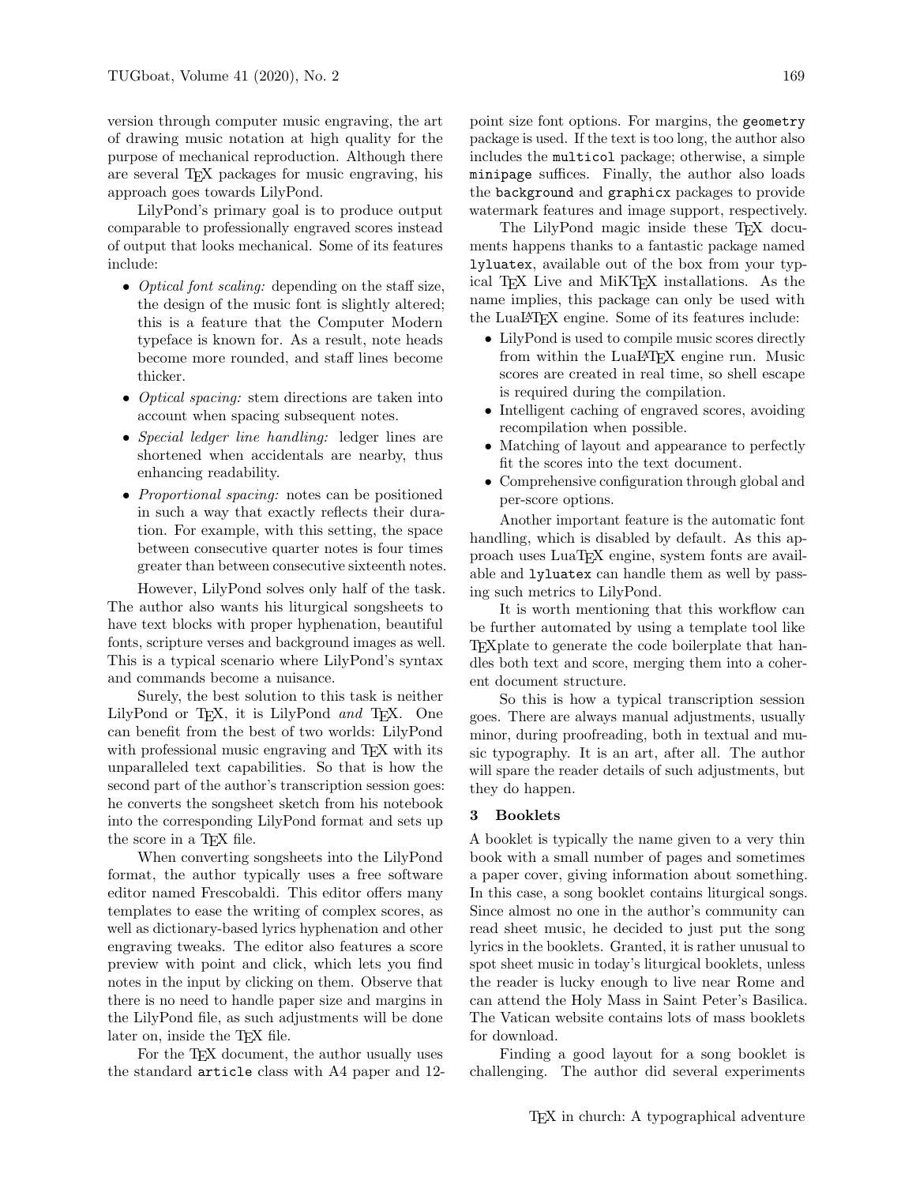version through computer music engraving, the art of drawing music notation at high quality for the purpose of mechanical reproduction. Although there are several TEX packages for music engraving, his approach goes towards LilyPond.

LilyPond's primary goal is to produce output comparable to professionally engraved scores instead of output that looks mechanical. Some of its features include:

- *Optical font scaling:* depending on the staff size, the design of the music font is slightly altered; this is a feature that the Computer Modern typeface is known for. As a result, note heads become more rounded, and staff lines become thicker.
- *Optical spacing:* stem directions are taken into account when spacing subsequent notes.
- *Special ledger line handling:* ledger lines are shortened when accidentals are nearby, thus enhancing readability.
- *Proportional spacing:* notes can be positioned in such a way that exactly reflects their duration. For example, with this setting, the space between consecutive quarter notes is four times greater than between consecutive sixteenth notes.

However, LilyPond solves only half of the task. The author also wants his liturgical songsheets to have text blocks with proper hyphenation, beautiful fonts, scripture verses and background images as well. This is a typical scenario where LilyPond's syntax and commands become a nuisance.

Surely, the best solution to this task is neither LilyPond or TEX, it is LilyPond *and* TEX. One can benefit from the best of two worlds: LilyPond with professional music engraving and TEX with its unparalleled text capabilities. So that is how the second part of the author's transcription session goes: he converts the songsheet sketch from his notebook into the corresponding LilyPond format and sets up the score in a TEX file.

When converting songsheets into the LilyPond format, the author typically uses a free software editor named Frescobaldi. This editor offers many templates to ease the writing of complex scores, as well as dictionary-based lyrics hyphenation and other engraving tweaks. The editor also features a score preview with point and click, which lets you find notes in the input by clicking on them. Observe that there is no need to handle paper size and margins in the LilyPond file, as such adjustments will be done later on, inside the TEX file.

For the TEX document, the author usually uses the standard `article` class with A4 paper and 12-point size font options. For margins, the `geometry` package is used. If the text is too long, the author also includes the `multicol` package; otherwise, a simple `minipage` suffices. Finally, the author also loads the `background` and `graphicx` packages to provide watermark features and image support, respectively.

The LilyPond magic inside these TEX documents happens thanks to a fantastic package named `lyluatex`, available out of the box from your typical TEX Live and MiKTEX installations. As the name implies, this package can only be used with the LuaLATEX engine. Some of its features include:

- LilyPond is used to compile music scores directly from within the LuaLATEX engine run. Music scores are created in real time, so shell escape is required during the compilation.
- Intelligent caching of engraved scores, avoiding recompilation when possible.
- Matching of layout and appearance to perfectly fit the scores into the text document.
- Comprehensive configuration through global and per-score options.

Another important feature is the automatic font handling, which is disabled by default. As this approach uses LuaTEX engine, system fonts are available and `lyluatex` can handle them as well by passing such metrics to LilyPond.

It is worth mentioning that this workflow can be further automated by using a template tool like TEXplate to generate the code boilerplate that handles both text and score, merging them into a coherent document structure.

So this is how a typical transcription session goes. There are always manual adjustments, usually minor, during proofreading, both in textual and music typography. It is an art, after all. The author will spare the reader details of such adjustments, but they do happen.

## 3 Booklets

A booklet is typically the name given to a very thin book with a small number of pages and sometimes a paper cover, giving information about something. In this case, a song booklet contains liturgical songs. Since almost no one in the author's community can read sheet music, he decided to just put the song lyrics in the booklets. Granted, it is rather unusual to spot sheet music in today's liturgical booklets, unless the reader is lucky enough to live near Rome and can attend the Holy Mass in Saint Peter's Basilica. The Vatican website contains lots of mass booklets for download.

Finding a good layout for a song booklet is challenging. The author did several experiments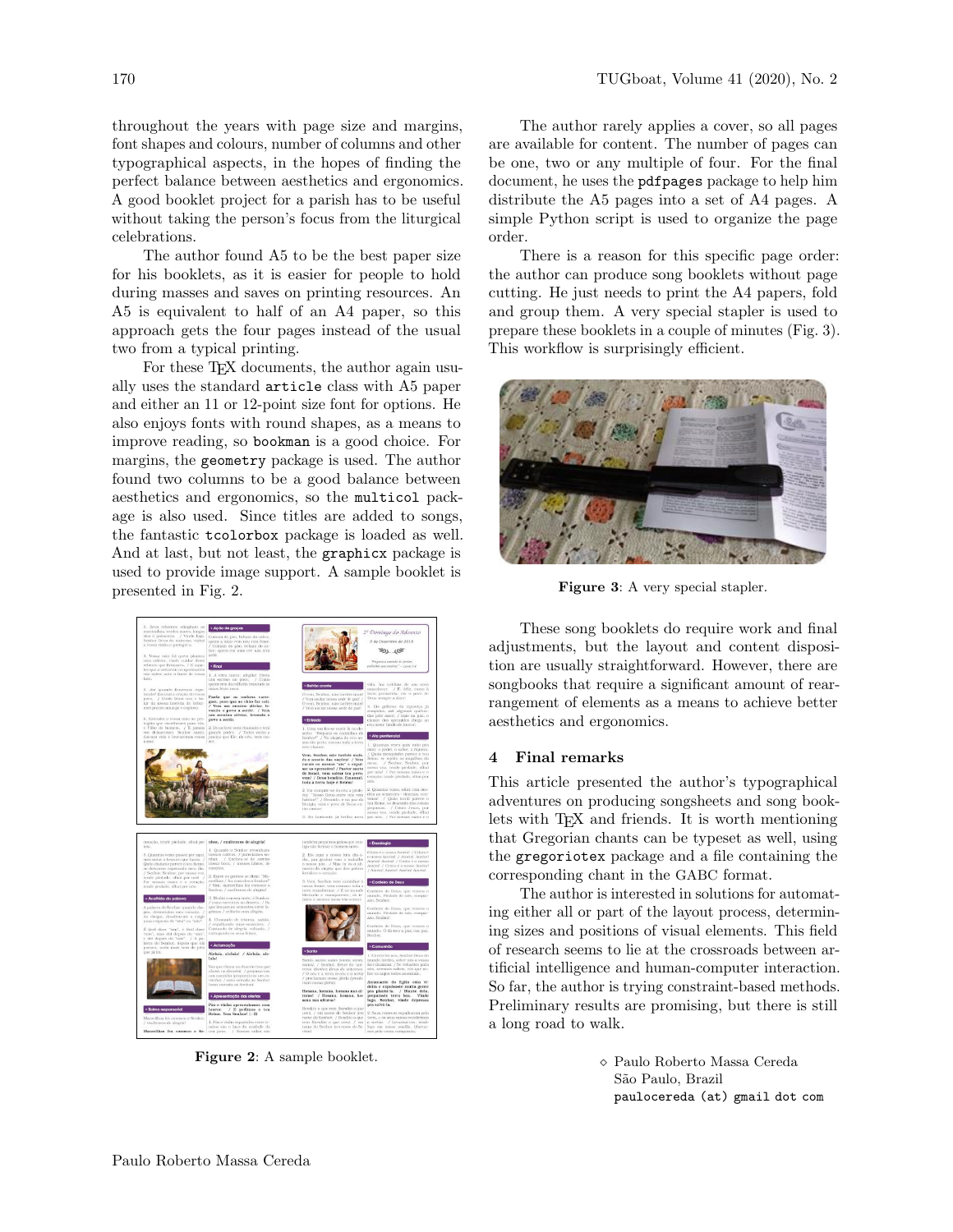throughout the years with page size and margins, font shapes and colours, number of columns and other typographical aspects, in the hopes of finding the perfect balance between aesthetics and ergonomics. A good booklet project for a parish has to be useful without taking the person's focus from the liturgical celebrations.

The author found A5 to be the best paper size for his booklets, as it is easier for people to hold during masses and saves on printing resources. An A5 is equivalent to half of an A4 paper, so this approach gets the four pages instead of the usual two from a typical printing.

For these TEX documents, the author again usually uses the standard `article` class with A5 paper and either an 11 or 12-point size font for options. He also enjoys fonts with round shapes, as a means to improve reading, so `bookman` is a good choice. For margins, the `geometry` package is used. The author found two columns to be a good balance between aesthetics and ergonomics, so the `multicol` package is also used. Since titles are added to songs, the fantastic `tcolorbox` package is loaded as well. And at last, but not least, the `graphicx` package is used to provide image support. A sample booklet is presented in Fig. 2.

**Figure 2**: A sample booklet.

The author rarely applies a cover, so all pages are available for content. The number of pages can be one, two or any multiple of four. For the final document, he uses the `pdfpages` package to help him distribute the A5 pages into a set of A4 pages. A simple Python script is used to organize the page order.

There is a reason for this specific page order: the author can produce song booklets without page cutting. He just needs to print the A4 papers, fold and group them. A very special stapler is used to prepare these booklets in a couple of minutes (Fig. 3). This workflow is surprisingly efficient.

**Figure 3**: A very special stapler.

These song booklets do require work and final adjustments, but the layout and content disposition are usually straightforward. However, there are songbooks that require a significant amount of rearrangement of elements as a means to achieve better aesthetics and ergonomics.

## 4 Final remarks

This article presented the author's typographical adventures on producing songsheets and song booklets with TEX and friends. It is worth mentioning that Gregorian chants can be typeset as well, using the `gregoriotex` package and a file containing the corresponding chant in the GABC format.

The author is interested in solutions for automating either all or part of the layout process, determining sizes and positions of visual elements. This field of research seems to lie at the crossroads between artificial intelligence and human-computer interaction. So far, the author is trying constraint-based methods. Preliminary results are promising, but there is still a long road to walk.

◇ Paulo Roberto Massa Cereda
São Paulo, Brazil
`paulocereda (at) gmail dot com`